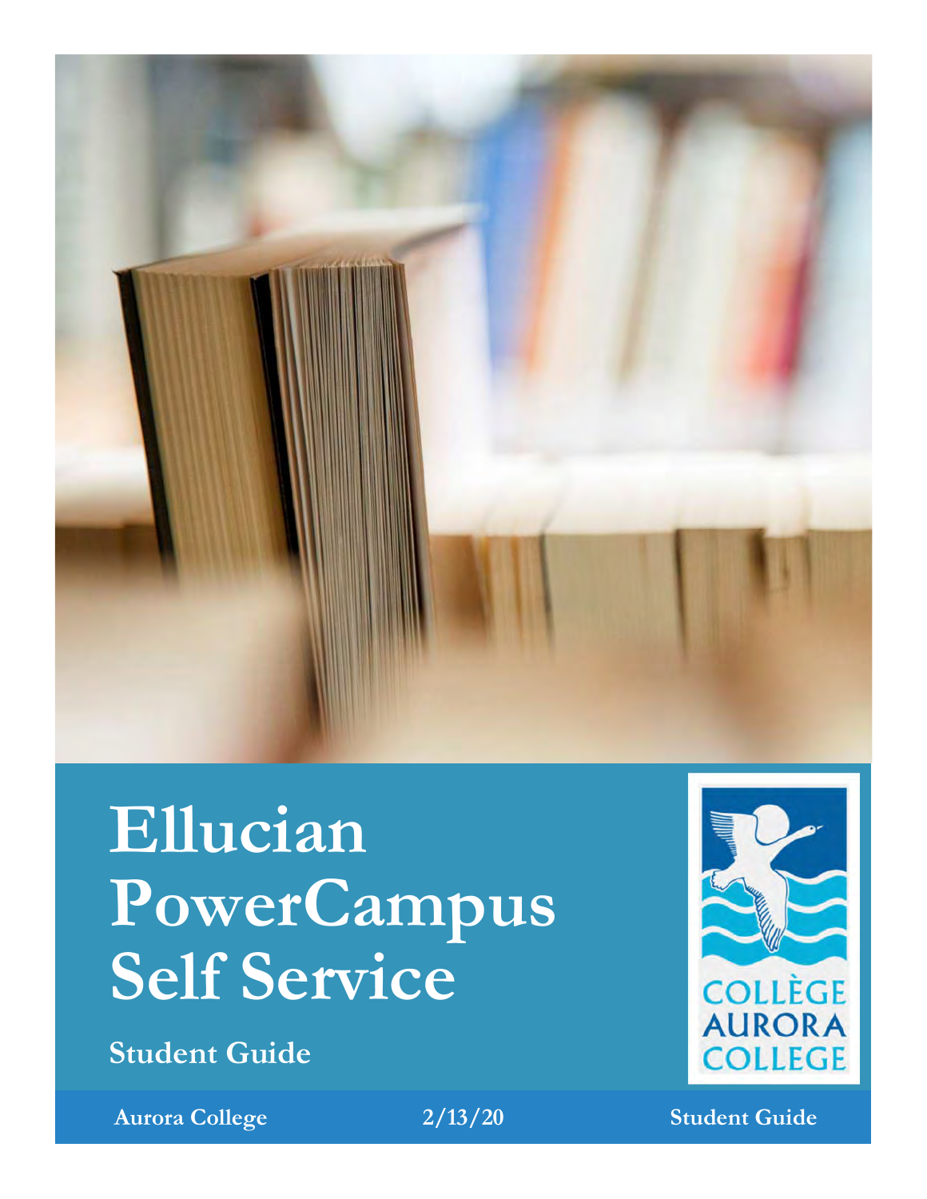# Ellucian PowerCampus Self Service

## Student Guide

Aurora College 2/13/20 Student Guide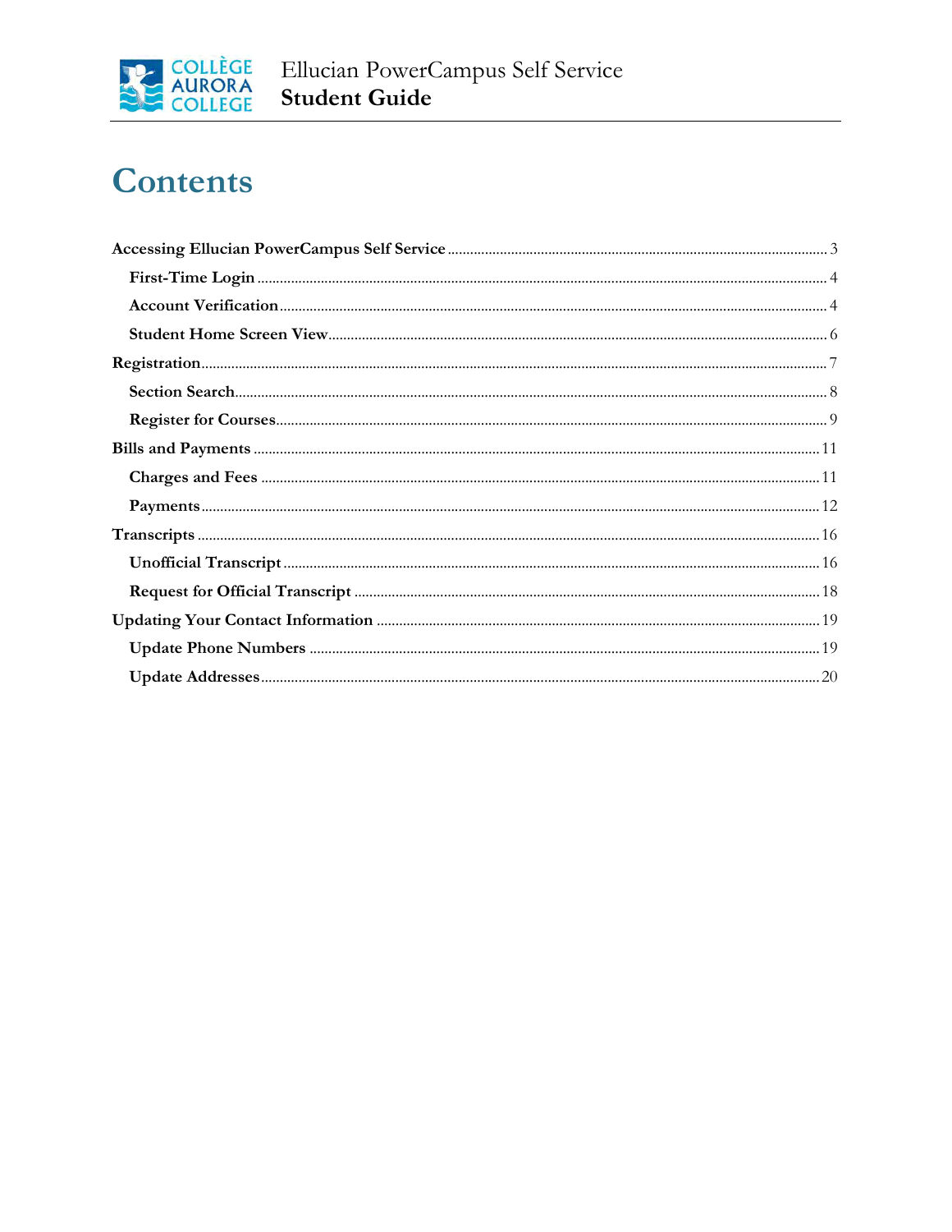# Contents

Accessing Ellucian PowerCampus Self Service .......... 3

- First-Time Login .......... 4
- Account Verification .......... 4
- Student Home Screen View .......... 6

Registration .......... 7

- Section Search .......... 8
- Register for Courses .......... 9

Bills and Payments .......... 11

- Charges and Fees .......... 11
- Payments .......... 12

Transcripts .......... 16

- Unofficial Transcript .......... 16
- Request for Official Transcript .......... 18

Updating Your Contact Information .......... 19

- Update Phone Numbers .......... 19
- Update Addresses .......... 20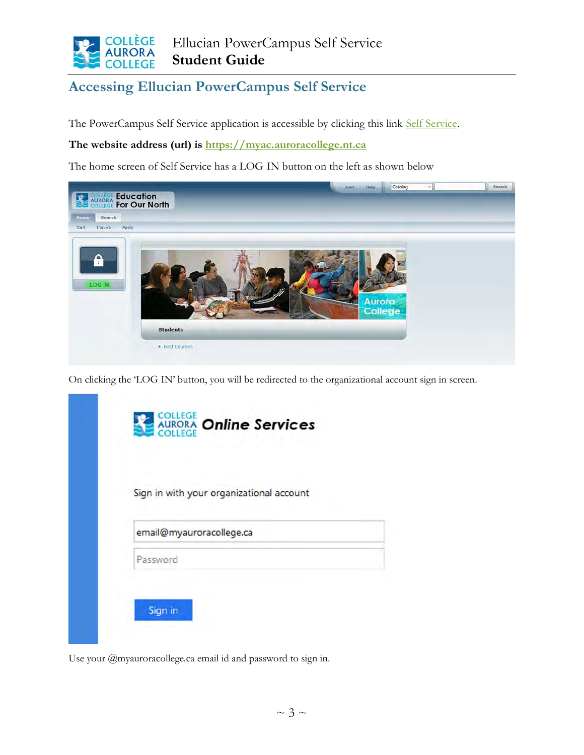## Accessing Ellucian PowerCampus Self Service

The PowerCampus Self Service application is accessible by clicking this link Self Service.

**The website address (url) is https://myac.auroracollege.nt.ca**

The home screen of Self Service has a LOG IN button on the left as shown below

On clicking the 'LOG IN' button, you will be redirected to the organizational account sign in screen.

Use your @myauroracollege.ca email id and password to sign in.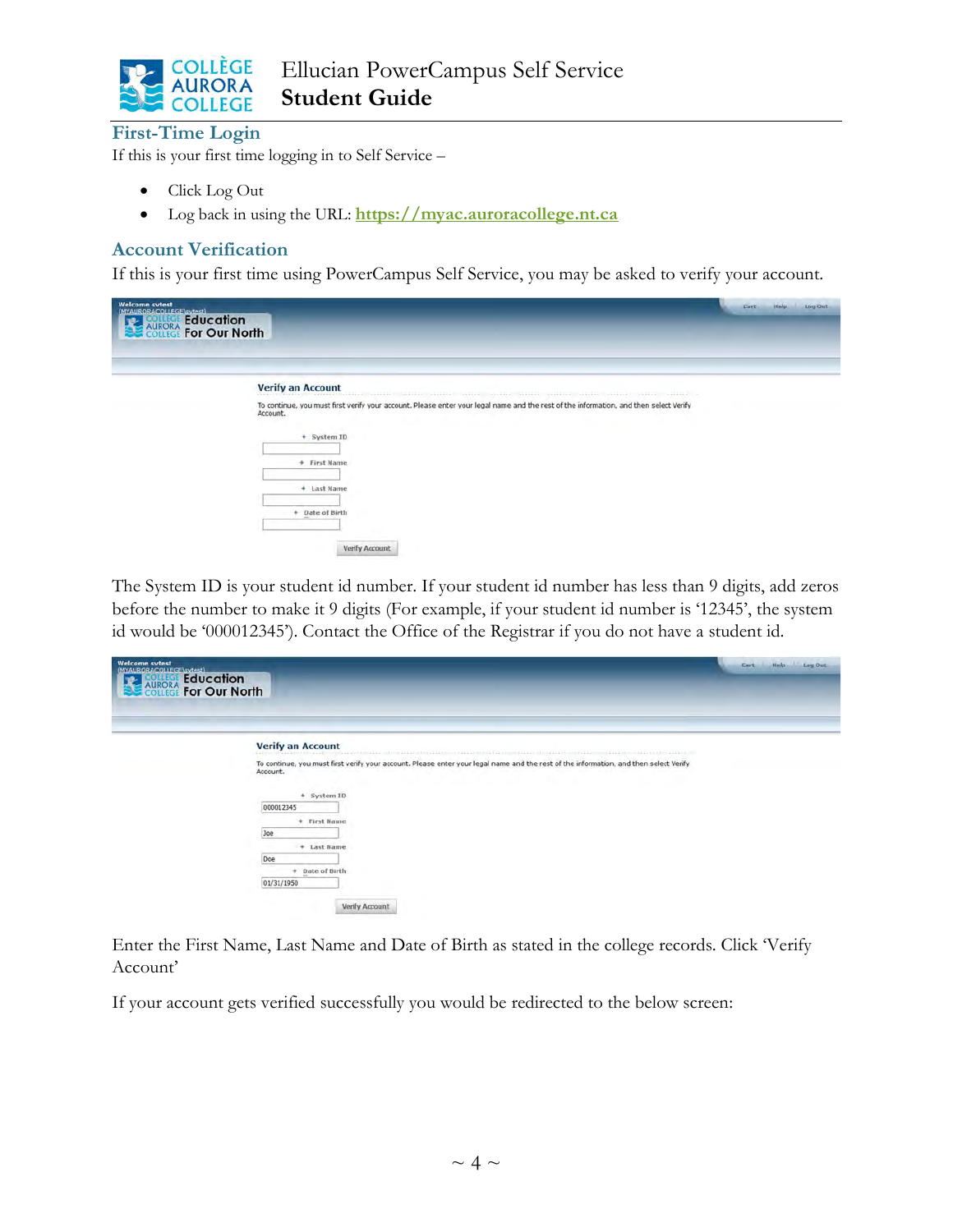## First-Time Login

If this is your first time logging in to Self Service –

- Click Log Out
- Log back in using the URL: **https://myac.auroracollege.nt.ca**

## Account Verification

If this is your first time using PowerCampus Self Service, you may be asked to verify your account.

The System ID is your student id number. If your student id number has less than 9 digits, add zeros before the number to make it 9 digits (For example, if your student id number is '12345', the system id would be '000012345'). Contact the Office of the Registrar if you do not have a student id.

Enter the First Name, Last Name and Date of Birth as stated in the college records. Click 'Verify Account'

If your account gets verified successfully you would be redirected to the below screen: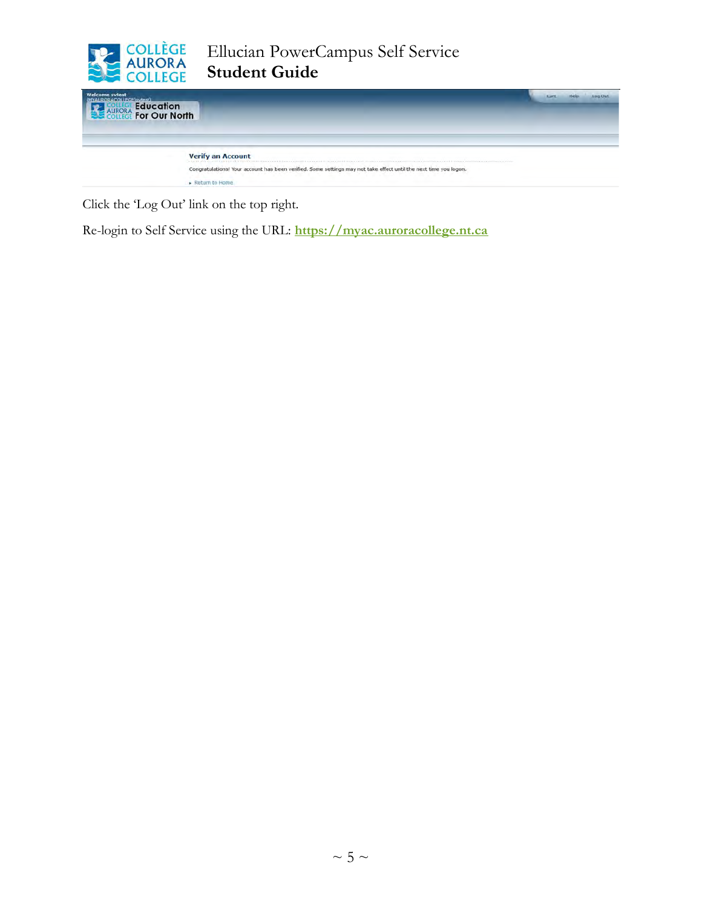Click the 'Log Out' link on the top right.

Re-login to Self Service using the URL: **https://myac.auroracollege.nt.ca**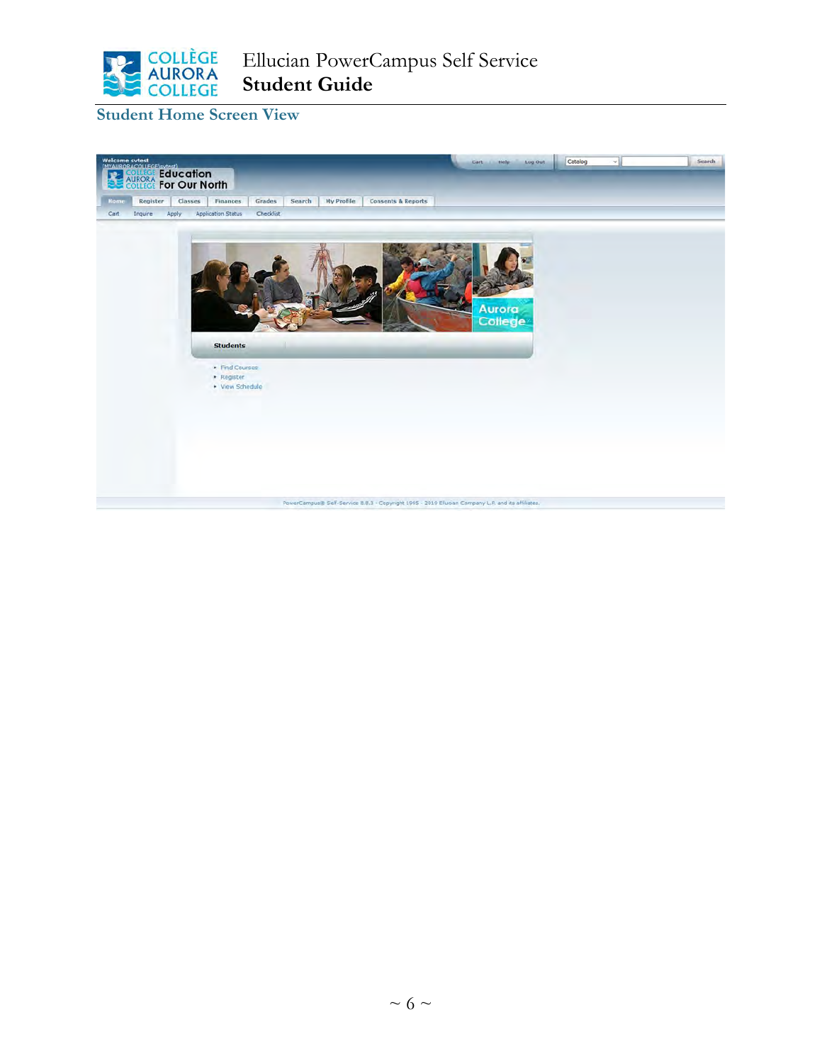## Student Home Screen View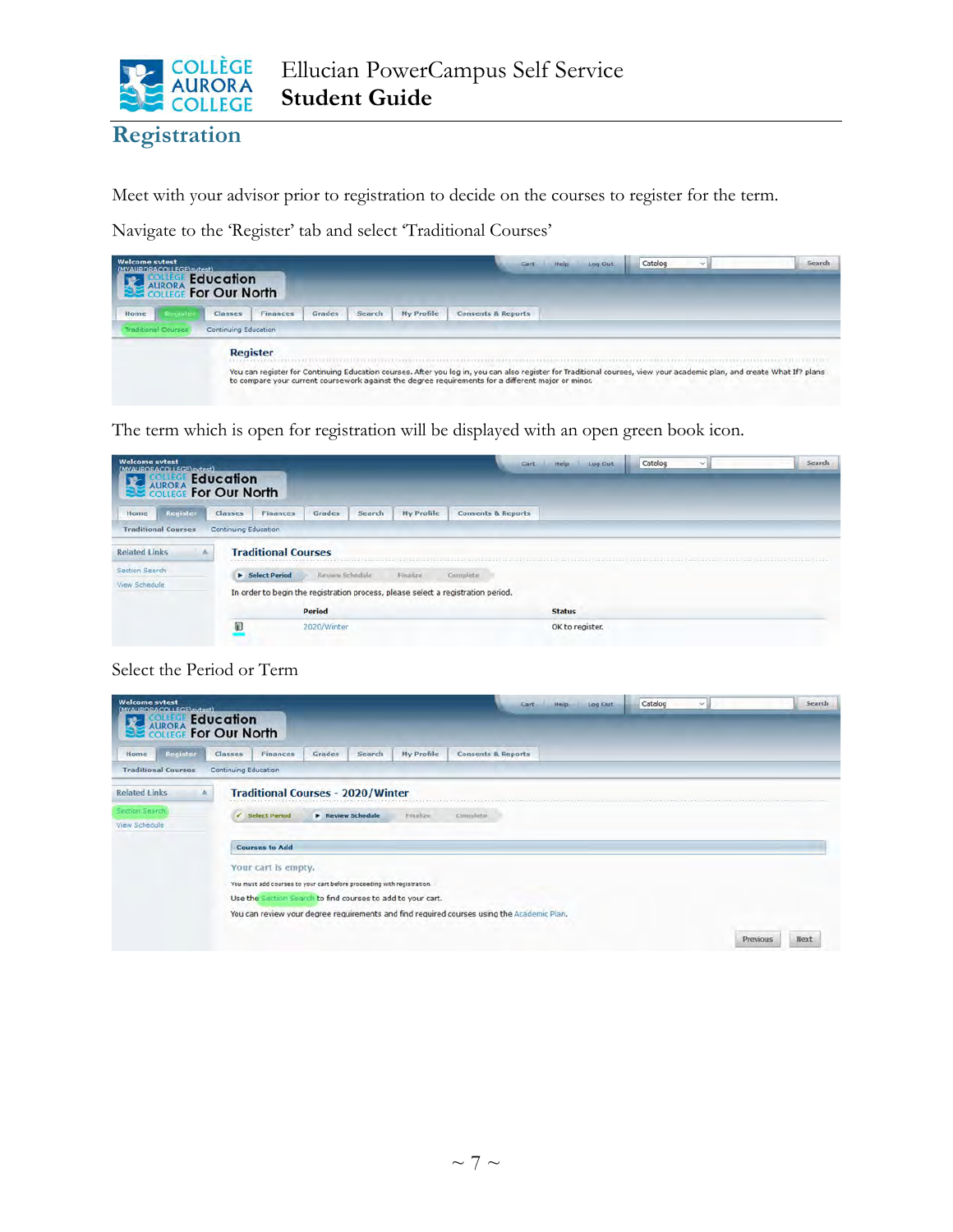## Registration

Meet with your advisor prior to registration to decide on the courses to register for the term.

Navigate to the 'Register' tab and select 'Traditional Courses'

The term which is open for registration will be displayed with an open green book icon.

Select the Period or Term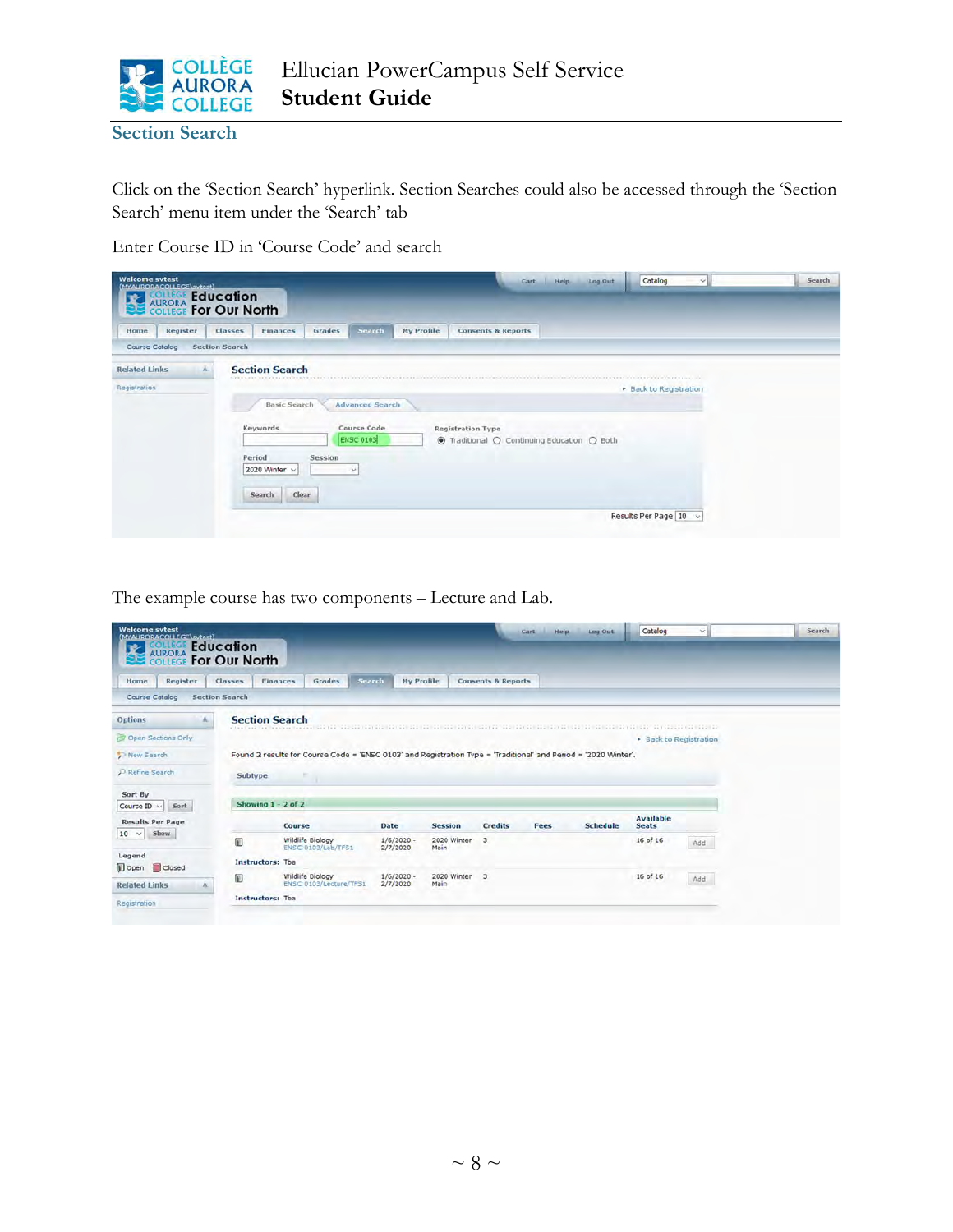## Section Search

Click on the 'Section Search' hyperlink. Section Searches could also be accessed through the 'Section Search' menu item under the 'Search' tab

Enter Course ID in 'Course Code' and search

The example course has two components – Lecture and Lab.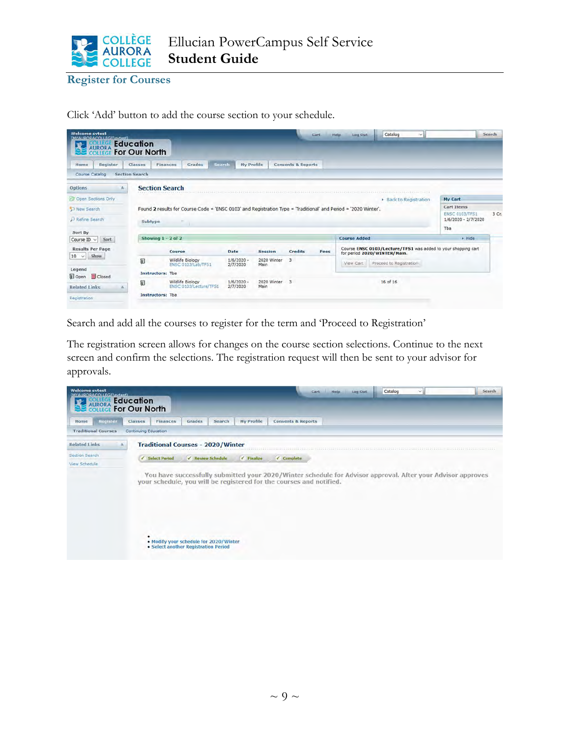## Register for Courses

Click 'Add' button to add the course section to your schedule.

Search and add all the courses to register for the term and 'Proceed to Registration'

The registration screen allows for changes on the course section selections. Continue to the next screen and confirm the selections. The registration request will then be sent to your advisor for approvals.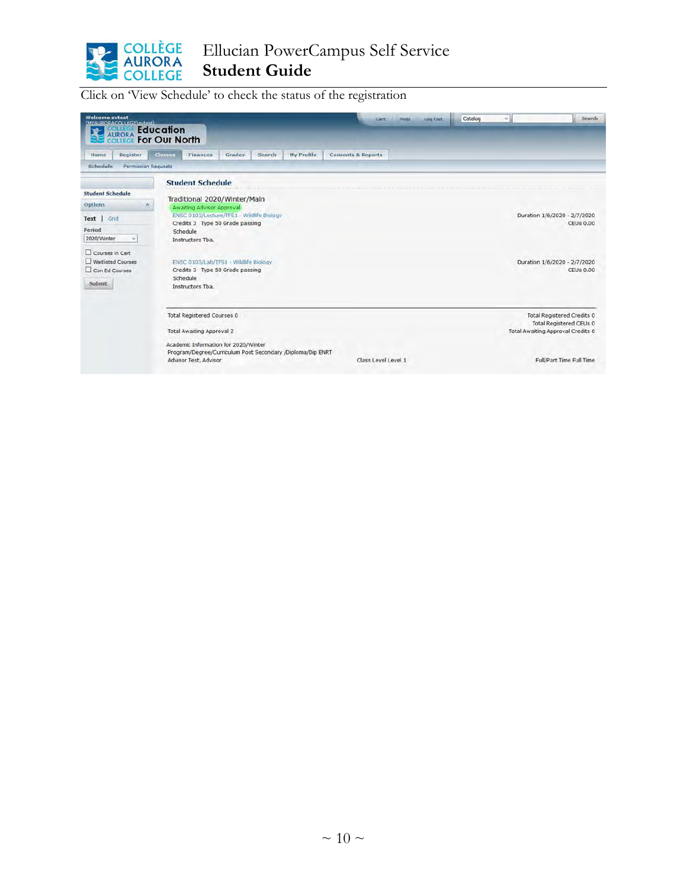Click on 'View Schedule' to check the status of the registration

Welcome svtest
[MYAURORACOLLEGE\svtest]

Education For Our North

Cart Help Log Out Catalog Search

Home | Register | Classes | Finances | Grades | Search | My Profile | Consents & Reports

Schedule | Permission Requests

Student Schedule

Options

Text | Grid

Period
2020/Winter

- [ ] Courses in Cart
- [ ] Waitlisted Courses
- [ ] Con Ed Courses

Submit

## Student Schedule

Traditional 2020/Winter/Main

Awaiting Advisor Approval

ENSC 0103/Lecture/TFS1 - Wildlife Biology
Credits 3 Type 50 Grade passing
Schedule
Instructors Tba,

Duration 1/6/2020 - 2/7/2020
CEUs 0.00

ENSC 0103/Lab/TFS1 - Wildlife Biology
Credits 3 Type 50 Grade passing
Schedule
Instructors Tba,

Duration 1/6/2020 - 2/7/2020
CEUs 0.00

Total Registered Courses 0
Total Awaiting Approval 2

Total Registered Credits 0
Total Registered CEUs 0
Total Awaiting Approval Credits 6

Academic Information for 2020/Winter
Program/Degree/Curriculum Post Secondary /Diploma/Dip ENRT
Advisor Test, Advisor

Class Level Level 1

Full/Part Time Full Time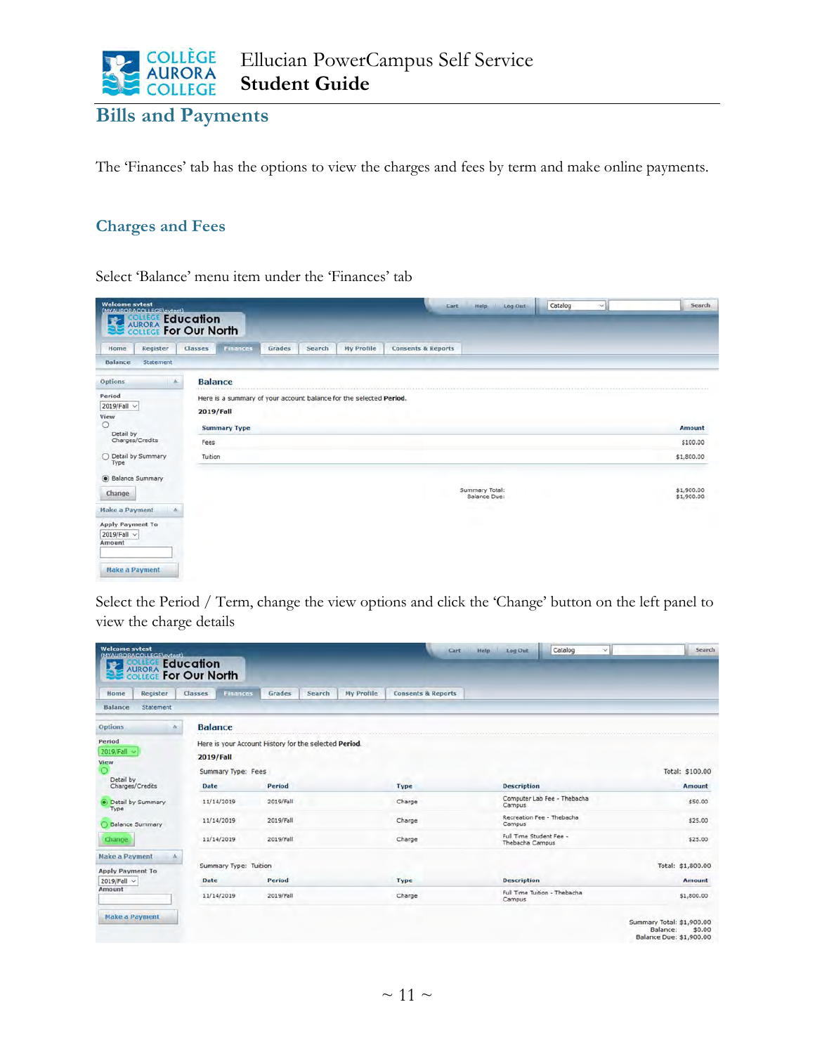# Bills and Payments

The 'Finances' tab has the options to view the charges and fees by term and make online payments.

## Charges and Fees

Select 'Balance' menu item under the 'Finances' tab

Select the Period / Term, change the view options and click the 'Change' button on the left panel to view the charge details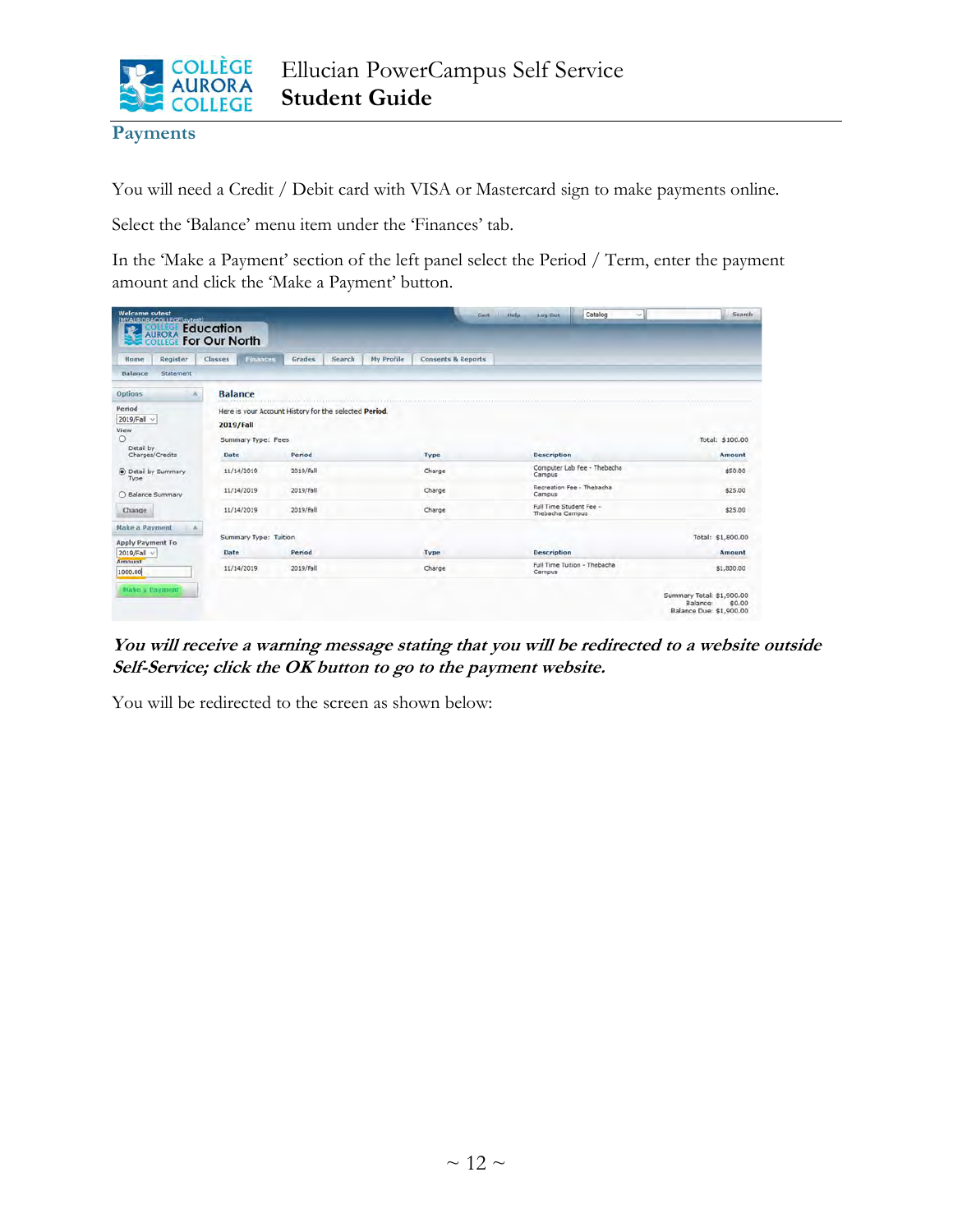## Payments

You will need a Credit / Debit card with VISA or Mastercard sign to make payments online.

Select the 'Balance' menu item under the 'Finances' tab.

In the 'Make a Payment' section of the left panel select the Period / Term, enter the payment amount and click the 'Make a Payment' button.

***You will receive a warning message stating that you will be redirected to a website outside Self-Service; click the OK button to go to the payment website.***

You will be redirected to the screen as shown below: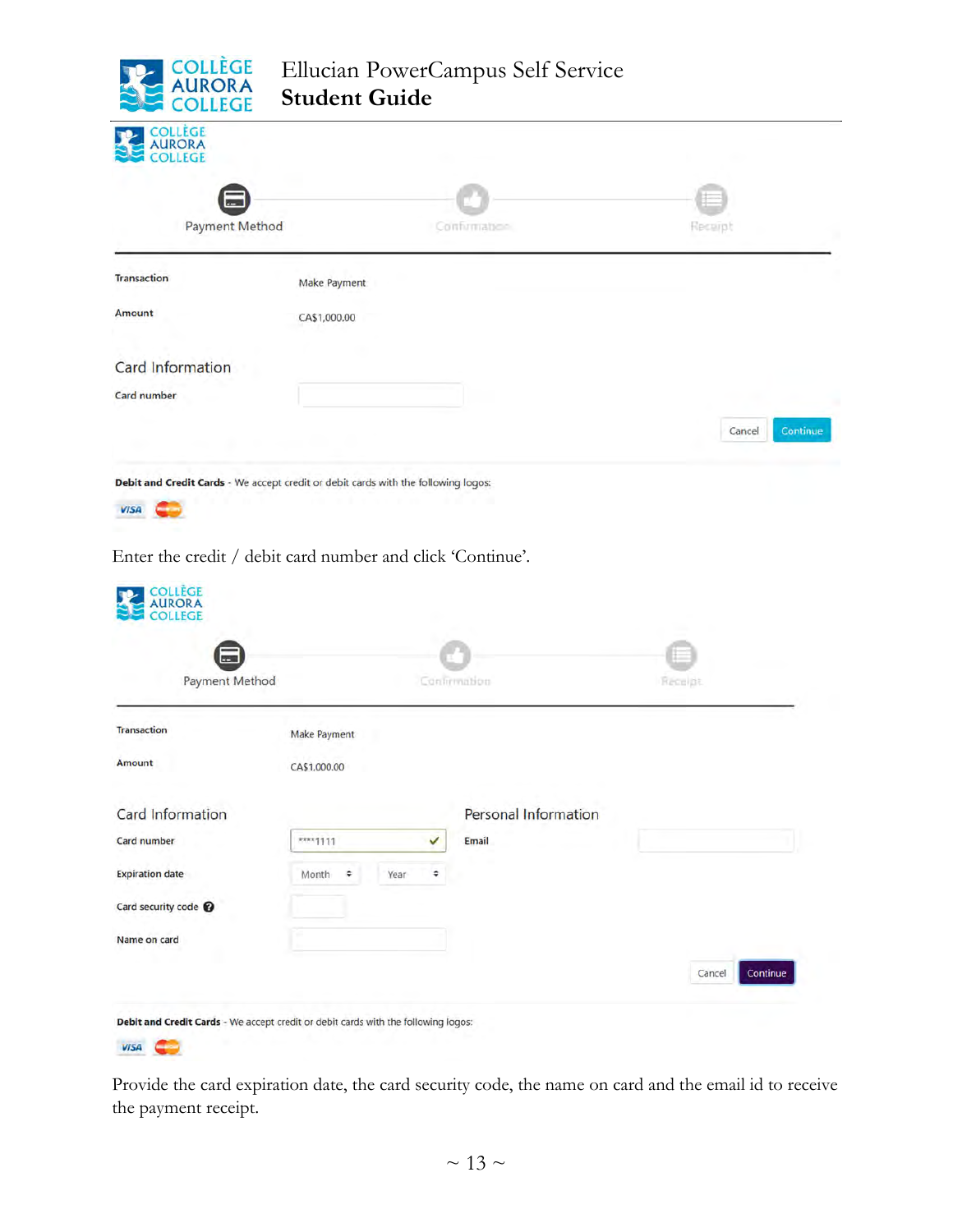Enter the credit / debit card number and click 'Continue'.

Provide the card expiration date, the card security code, the name on card and the email id to receive the payment receipt.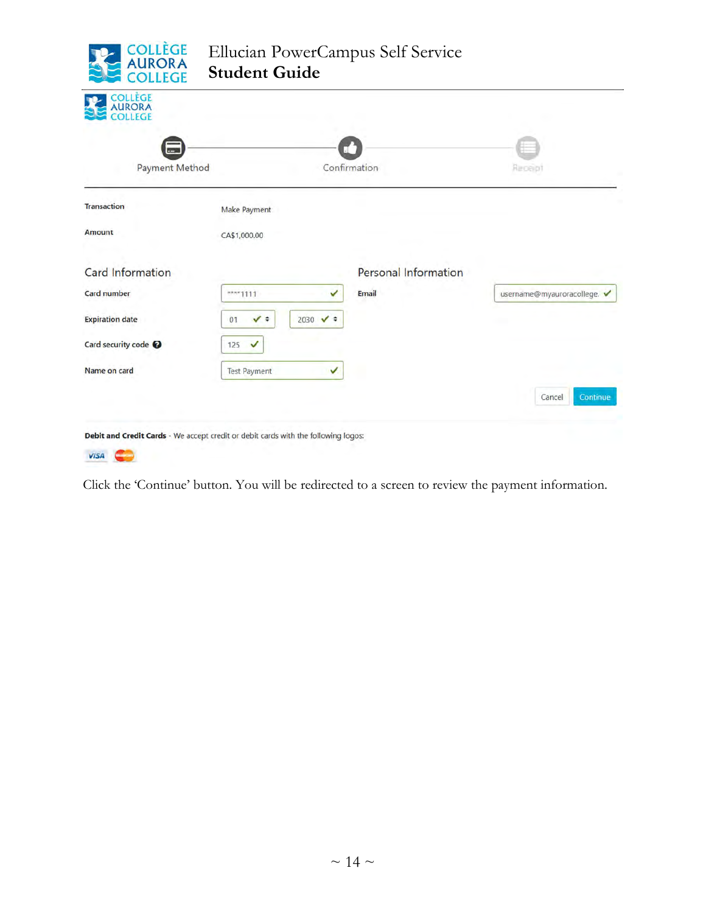Payment Method — Confirmation — Receipt

| | |
|---|---|
| Transaction | Make Payment |
| Amount | CA$1,000.00 |

**Card Information**

| | |
|---|---|
| Card number | ****1111 |
| Expiration date | 01 / 2030 |
| Card security code | 125 |
| Name on card | Test Payment |

**Personal Information**

| | |
|---|---|
| Email | username@myauroracollege. |

Cancel | Continue

**Debit and Credit Cards** - We accept credit or debit cards with the following logos:

VISA

Click the 'Continue' button. You will be redirected to a screen to review the payment information.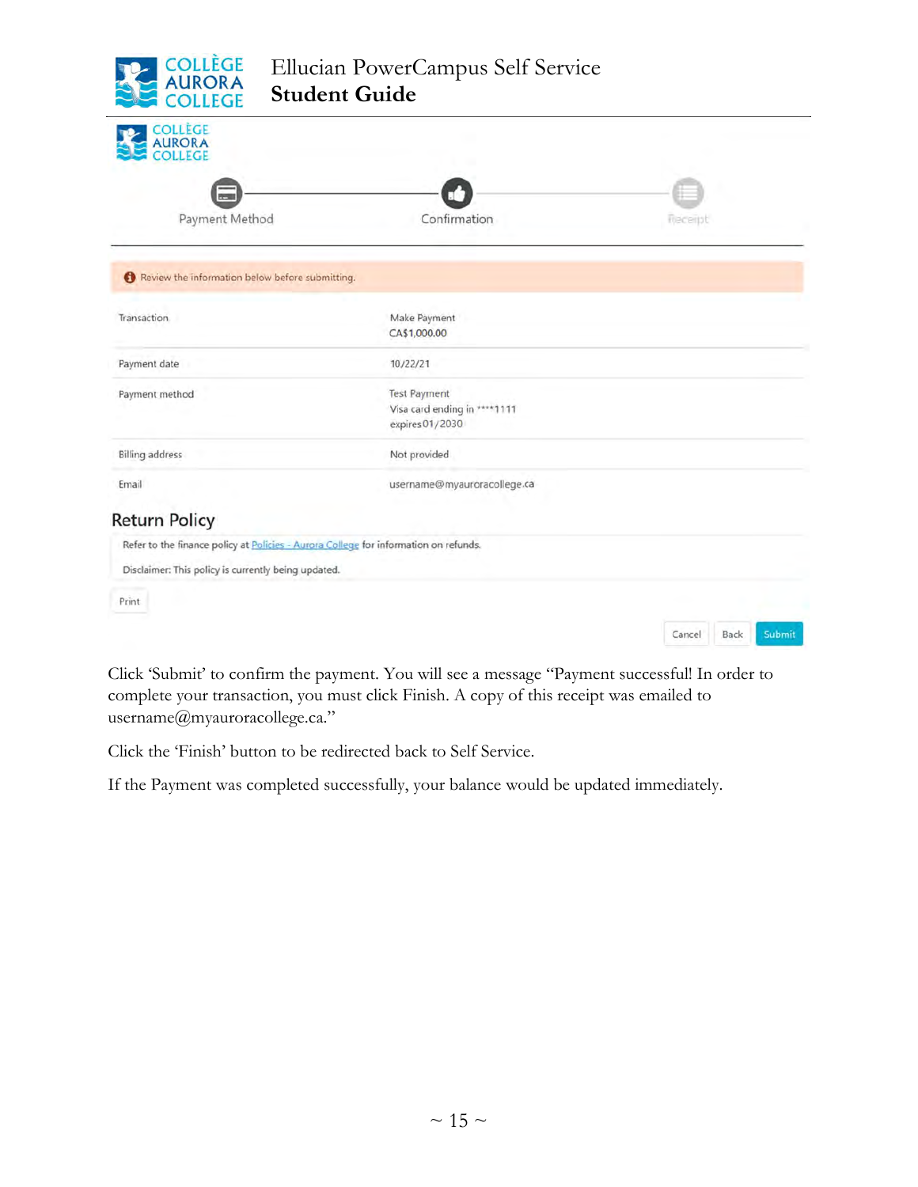Click 'Submit' to confirm the payment. You will see a message "Payment successful! In order to complete your transaction, you must click Finish. A copy of this receipt was emailed to username@myauroracollege.ca."

Click the 'Finish' button to be redirected back to Self Service.

If the Payment was completed successfully, your balance would be updated immediately.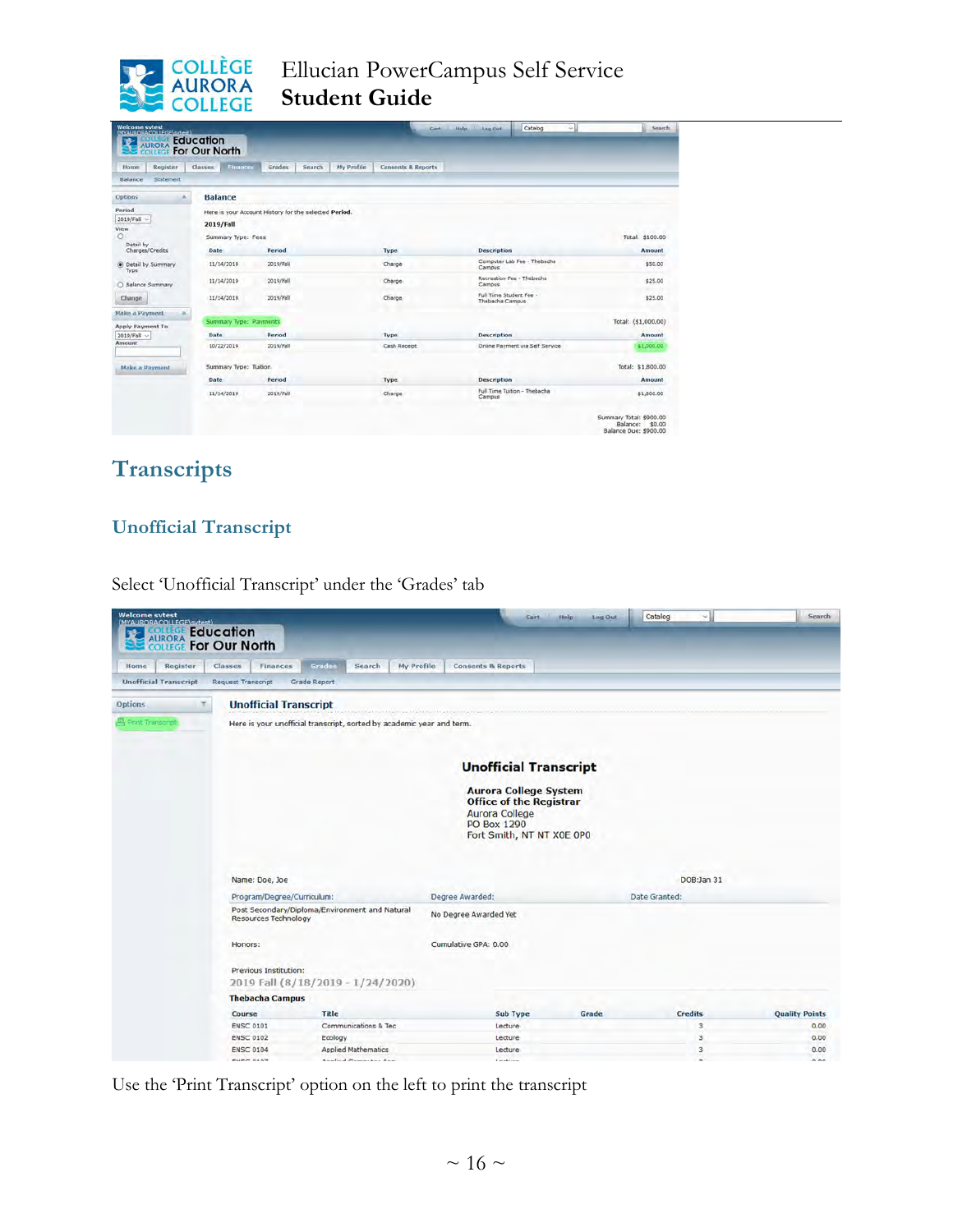## Transcripts

### Unofficial Transcript

Select 'Unofficial Transcript' under the 'Grades' tab

Use the 'Print Transcript' option on the left to print the transcript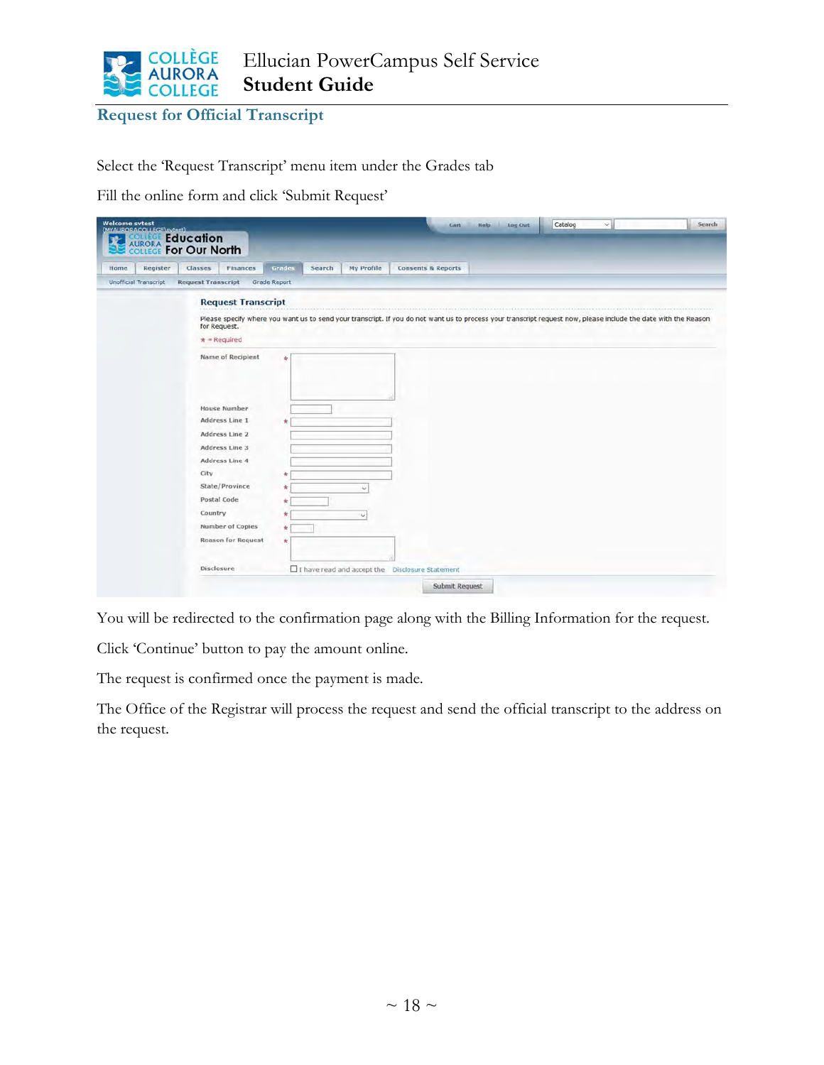## Request for Official Transcript

Select the 'Request Transcript' menu item under the Grades tab

Fill the online form and click 'Submit Request'

You will be redirected to the confirmation page along with the Billing Information for the request.

Click 'Continue' button to pay the amount online.

The request is confirmed once the payment is made.

The Office of the Registrar will process the request and send the official transcript to the address on the request.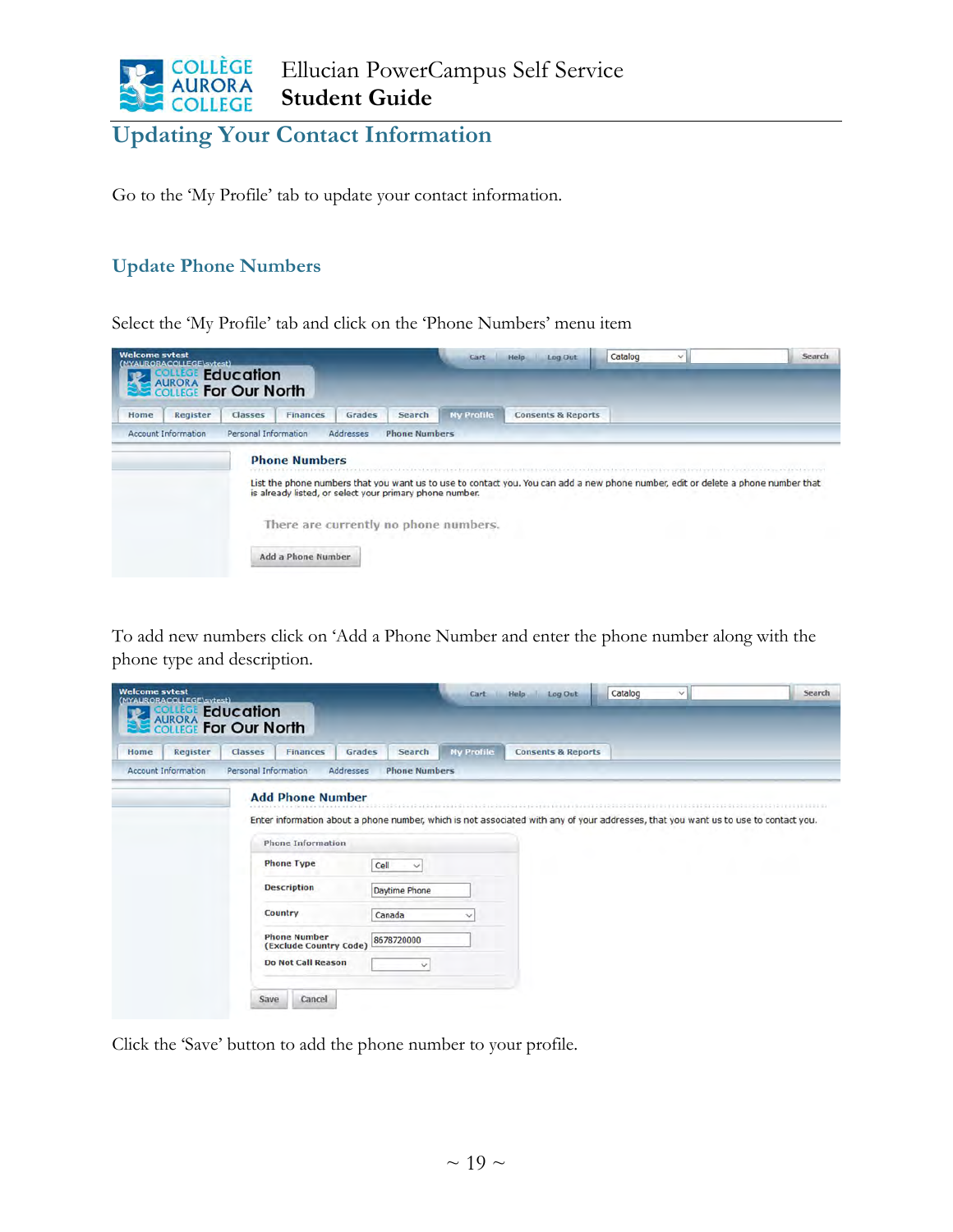## Updating Your Contact Information

Go to the 'My Profile' tab to update your contact information.

### Update Phone Numbers

Select the 'My Profile' tab and click on the 'Phone Numbers' menu item

To add new numbers click on 'Add a Phone Number and enter the phone number along with the phone type and description.

Click the 'Save' button to add the phone number to your profile.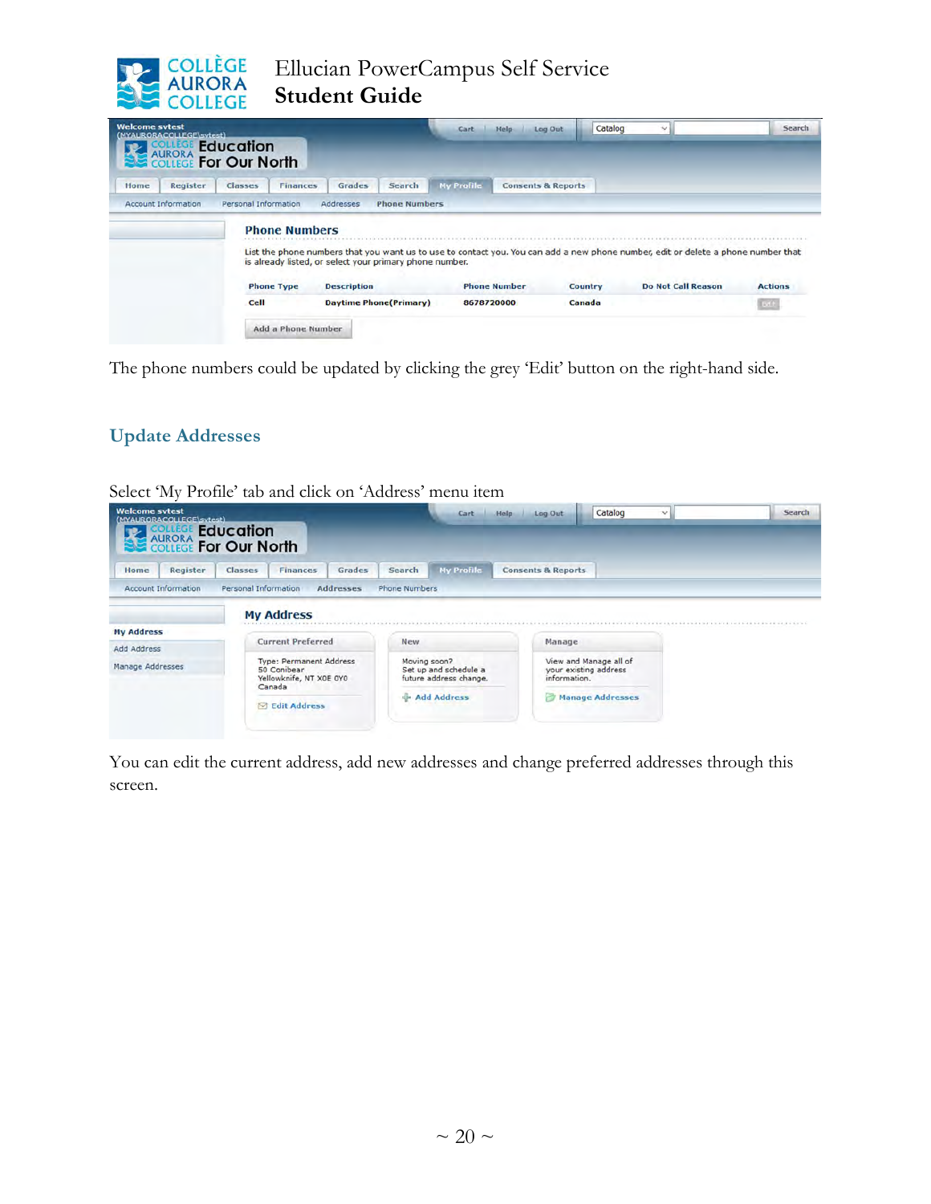The phone numbers could be updated by clicking the grey 'Edit' button on the right-hand side.

## Update Addresses

Select 'My Profile' tab and click on 'Address' menu item

You can edit the current address, add new addresses and change preferred addresses through this screen.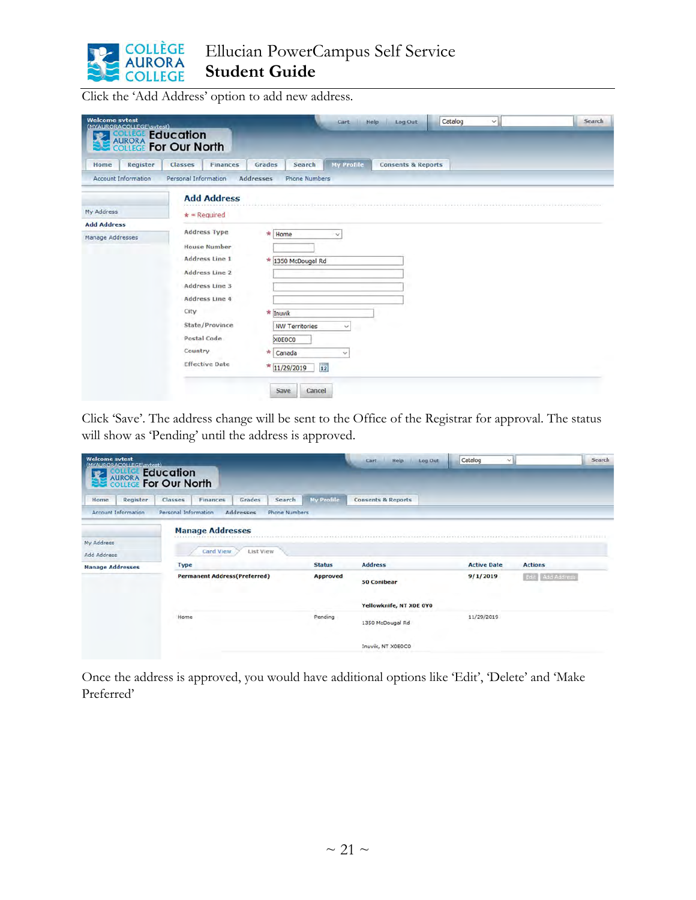Click the 'Add Address' option to add new address.

Click 'Save'. The address change will be sent to the Office of the Registrar for approval. The status will show as 'Pending' until the address is approved.

Once the address is approved, you would have additional options like 'Edit', 'Delete' and 'Make Preferred'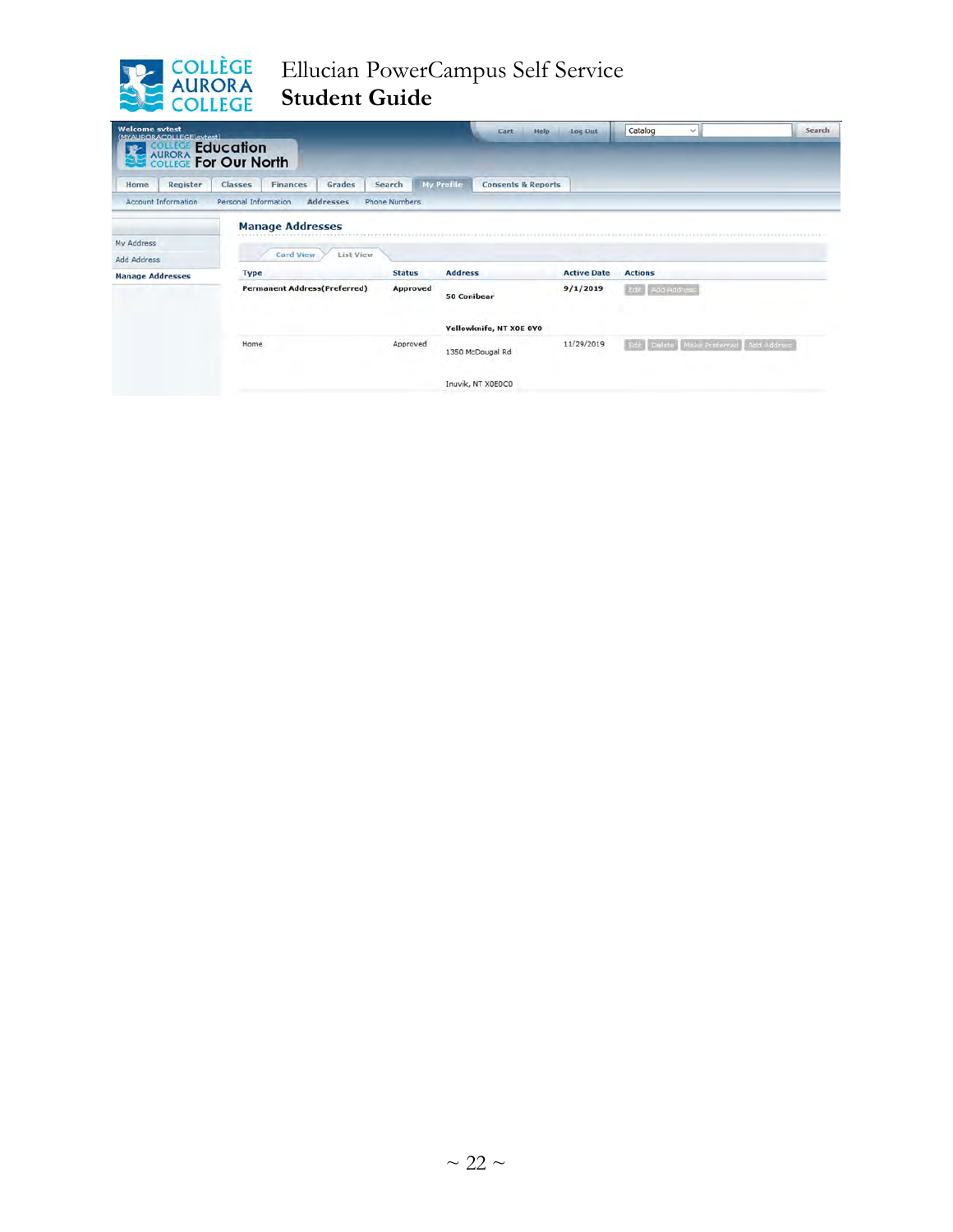Welcome svtest
(MYAURORACOLLEGE\svtest)

Education For Our North

Cart | Help | Log Out | Catalog | Search

Home | Register | Classes | Finances | Grades | Search | My Profile | Consents & Reports

Account Information | Personal Information | Addresses | Phone Numbers

- My Address
- Add Address
- **Manage Addresses**

## Manage Addresses

Card View | List View

| Type | Status | Address | Active Date | Actions |
|---|---|---|---|---|
| **Permanent Address(Preferred)** | **Approved** | **50 Conibear** **Yellowknife, NT X0E 0Y0** | **9/1/2019** | Edit, Add Address |
| Home | Approved | 1350 McDougal Rd Inuvik, NT X0E0C0 | 11/29/2019 | Edit, Delete, Make Preferred, Add Address |